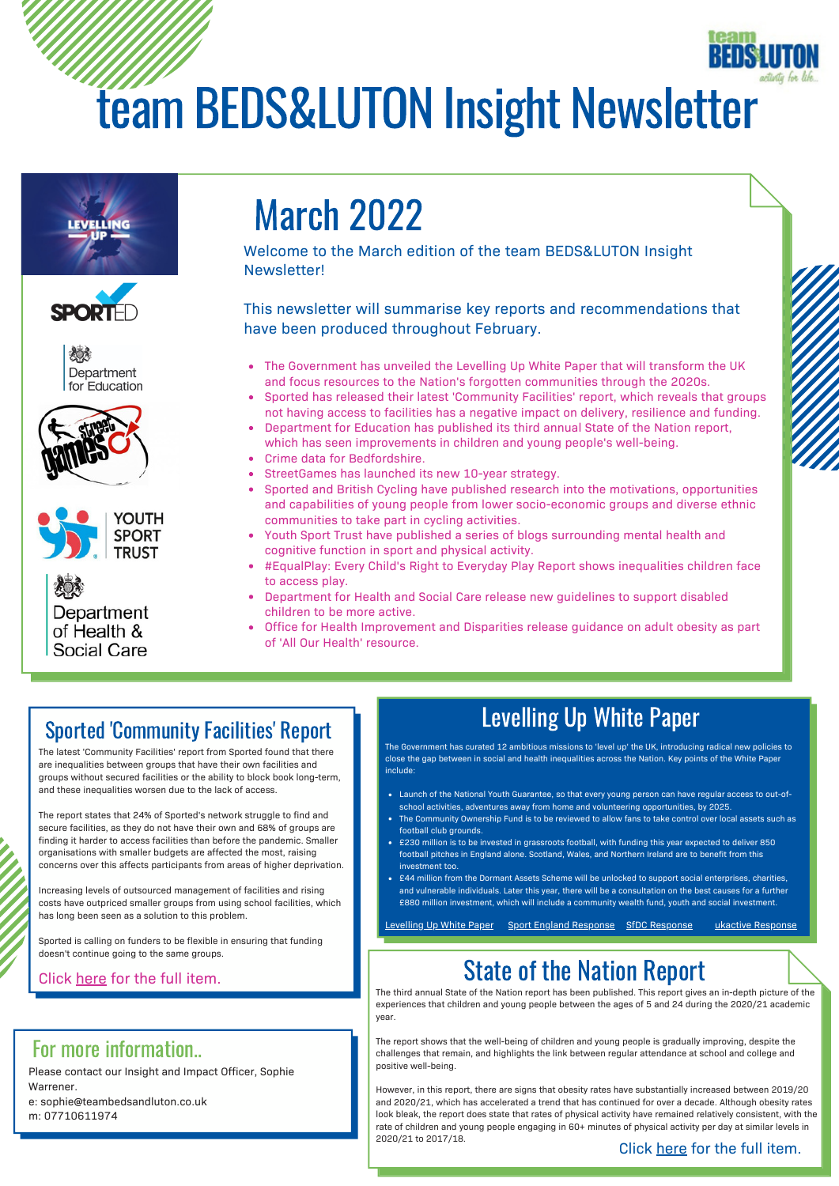# team BEDS&LUTON Insight Newsletter

## March 2022

Welcome to the March edition of the team BEDS&LUTON Insight Newsletter!

This newsletter will summarise key reports and recommendations that have been produced throughout February.

- The Government has unveiled the Levelling Up White Paper that will transform the UK and focus resources to the Nation's forgotten communities through the 2020s.
- Sported has released their latest 'Community Facilities' report, which reveals that groups not having access to facilities has a negative impact on delivery, resilience and funding.
- Department for Education has published its third annual State of the Nation report, which has seen improvements in children and young people's well-being.
- Crime data for Bedfordshire.
- StreetGames has launched its new 10-year strategy.
- Sported and British Cycling have published research into the motivations, opportunities and capabilities of young people from lower socio-economic groups and diverse ethnic communities to take part in cycling activities.
- Youth Sport Trust have published a series of blogs surrounding mental health and cognitive function in sport and physical activity.
- #EqualPlay: Every Child's Right to Everyday Play Report shows inequalities children face to access play.
- Department for Health and Social Care release new guidelines to support disabled children to be more active.
- Office for Health Improvement and Disparities release guidance on adult obesity as part of 'All Our Health' resource.

## Sported 'Community Facilities' Report

The latest 'Community Facilities' report from Sported found that there are inequalities between groups that have their own facilities and groups without secured facilities or the ability to block book long-term, and these inequalities worsen due to the lack of access.

The report states that 24% of Sported's network struggle to find and secure facilities, as they do not have their own and 68% of groups are finding it harder to access facilities than before the pandemic. Smaller organisations with smaller budgets are affected the most, raising concerns over this affects participants from areas of higher deprivation.

Increasing levels of outsourced management of facilities and rising costs have outpriced smaller groups from using school facilities, which has long been seen as a solution to this problem.

Sported is calling on funders to be flexible in ensuring that funding doesn't continue going to the same groups.

Click here for the full item.

## Levelling Up White Paper

The Government has curated 12 ambitious missions to 'level up' the UK, introducing radical new policies to close the gap between in social and health inequalities across the Nation. Key points of the White Paper include:

- Launch of the National Youth Guarantee, so that every young person can have regular access to out-of-school activities, adventures away from home and volunteering opportunities, by 2025.
- The Community Ownership Fund is to be reviewed to allow fans to take control over local assets such as football club grounds.
- £230 million is to be invested in grassroots football, with funding this year expected to deliver 850 football pitches in England alone. Scotland, Wales, and Northern Ireland are to benefit from this investment too.
- £44 million from the Dormant Assets Scheme will be unlocked to support social enterprises, charities, and vulnerable individuals. Later this year, there will be a consultation on the best causes for a further £880 million investment, which will include a community wealth fund, youth and social investment.

Levelling Up White Paper | Sport England Response | SfDC Response | ukactive Response

## State of the Nation Report

The third annual State of the Nation report has been published. This report gives an in-depth picture of the experiences that children and young people between the ages of 5 and 24 during the 2020/21 academic year.

The report shows that the well-being of children and young people is gradually improving, despite the challenges that remain, and highlights the link between regular attendance at school and college and positive well-being.

However, in this report, there are signs that obesity rates have substantially increased between 2019/20 and 2020/21, which has accelerated a trend that has continued for over a decade. Although obesity rates look bleak, the report does state that rates of physical activity have remained relatively consistent, with the rate of children and young people engaging in 60+ minutes of physical activity per day at similar levels in 2020/21 to 2017/18.

Click here for the full item.

## For more information..

Please contact our Insight and Impact Officer, Sophie Warrener.
e: sophie@teambedsandluton.co.uk
m: 07710611974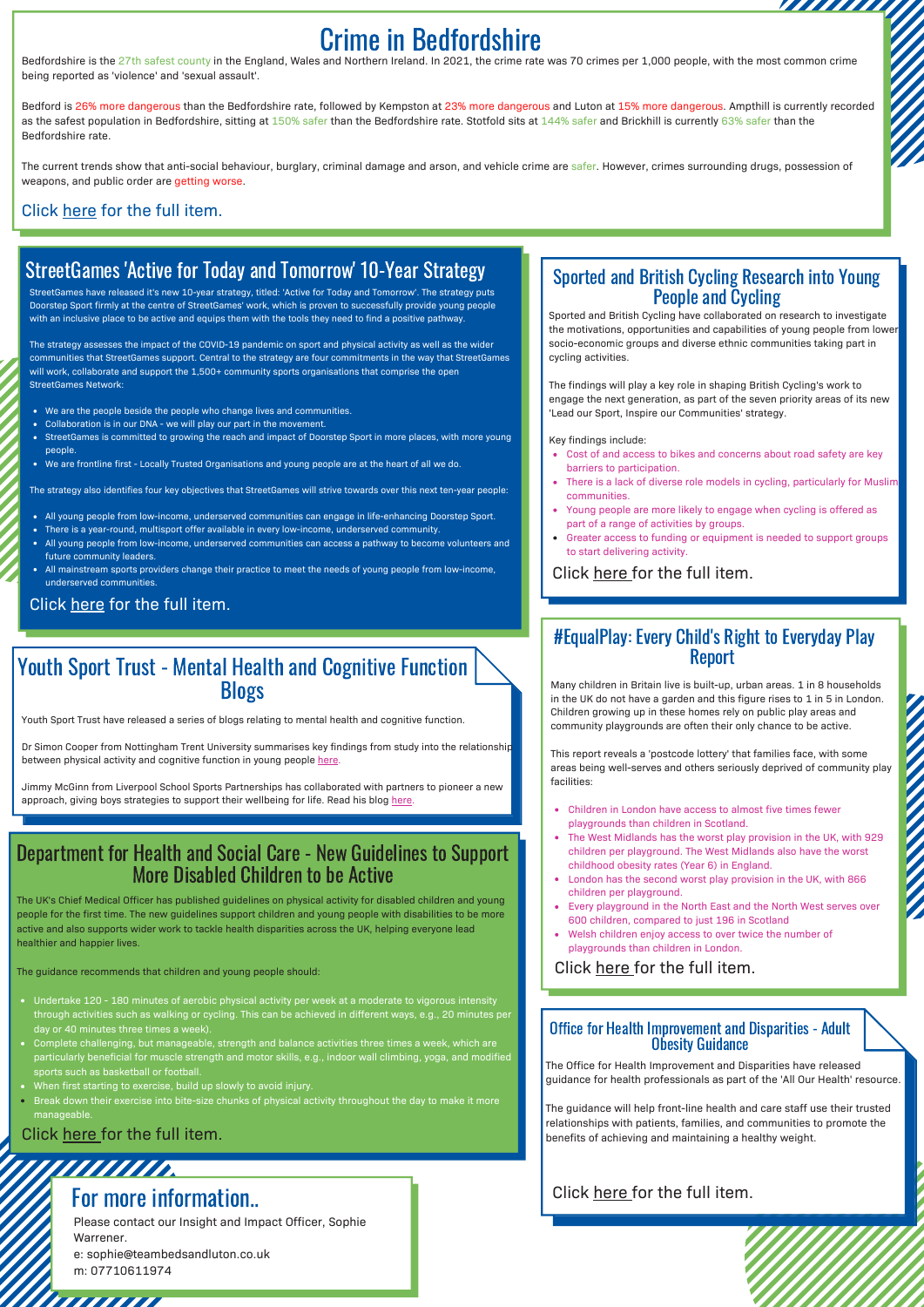# Crime in Bedfordshire

Bedfordshire is the 27th safest county in the England, Wales and Northern Ireland. In 2021, the crime rate was 70 crimes per 1,000 people, with the most common crime being reported as 'violence' and 'sexual assault'.

Bedford is 26% more dangerous than the Bedfordshire rate, followed by Kempston at 23% more dangerous and Luton at 15% more dangerous. Ampthill is currently recorded as the safest population in Bedfordshire, sitting at 150% safer than the Bedfordshire rate. Stotfold sits at 144% safer and Brickhill is currently 63% safer than the Bedfordshire rate.

The current trends show that anti-social behaviour, burglary, criminal damage and arson, and vehicle crime are safer. However, crimes surrounding drugs, possession of weapons, and public order are getting worse.

Click here for the full item.

## StreetGames 'Active for Today and Tomorrow' 10-Year Strategy

StreetGames have released it's new 10-year strategy, titled: 'Active for Today and Tomorrow'. The strategy puts Doorstep Sport firmly at the centre of StreetGames' work, which is proven to successfully provide young people with an inclusive place to be active and equips them with the tools they need to find a positive pathway.

The strategy assesses the impact of the COVID-19 pandemic on sport and physical activity as well as the wider communities that StreetGames support. Central to the strategy are four commitments in the way that StreetGames will work, collaborate and support the 1,500+ community sports organisations that comprise the open StreetGames Network:

- We are the people beside the people who change lives and communities.
- Collaboration is in our DNA - we will play our part in the movement.
- StreetGames is committed to growing the reach and impact of Doorstep Sport in more places, with more young people.
- We are frontline first - Locally Trusted Organisations and young people are at the heart of all we do.

The strategy also identifies four key objectives that StreetGames will strive towards over this next ten-year people:

- All young people from low-income, underserved communities can engage in life-enhancing Doorstep Sport.
- There is a year-round, multisport offer available in every low-income, underserved community.
- All young people from low-income, underserved communities can access a pathway to become volunteers and future community leaders.
- All mainstream sports providers change their practice to meet the needs of young people from low-income, underserved communities.

Click here for the full item.

## Youth Sport Trust - Mental Health and Cognitive Function Blogs

Youth Sport Trust have released a series of blogs relating to mental health and cognitive function.

Dr Simon Cooper from Nottingham Trent University summarises key findings from study into the relationship between physical activity and cognitive function in young people here.

Jimmy McGinn from Liverpool School Sports Partnerships has collaborated with partners to pioneer a new approach, giving boys strategies to support their wellbeing for life. Read his blog here.

## Department for Health and Social Care - New Guidelines to Support More Disabled Children to be Active

The UK's Chief Medical Officer has published guidelines on physical activity for disabled children and young people for the first time. The new guidelines support children and young people with disabilities to be more active and also supports wider work to tackle health disparities across the UK, helping everyone lead healthier and happier lives.

The guidance recommends that children and young people should:

- Undertake 120 - 180 minutes of aerobic physical activity per week at a moderate to vigorous intensity through activities such as walking or cycling. This can be achieved in different ways, e.g., 20 minutes per day or 40 minutes three times a week).
- Complete challenging, but manageable, strength and balance activities three times a week, which are particularly beneficial for muscle strength and motor skills, e.g., indoor wall climbing, yoga, and modified sports such as basketball or football.
- When first starting to exercise, build up slowly to avoid injury.
- Break down their exercise into bite-size chunks of physical activity throughout the day to make it more manageable.

Click here for the full item.

## Sported and British Cycling Research into Young People and Cycling

Sported and British Cycling have collaborated on research to investigate the motivations, opportunities and capabilities of young people from lower socio-economic groups and diverse ethnic communities taking part in cycling activities.

The findings will play a key role in shaping British Cycling's work to engage the next generation, as part of the seven priority areas of its new 'Lead our Sport, Inspire our Communities' strategy.

Key findings include:

- Cost of and access to bikes and concerns about road safety are key barriers to participation.
- There is a lack of diverse role models in cycling, particularly for Muslim communities.
- Young people are more likely to engage when cycling is offered as part of a range of activities by groups.
- Greater access to funding or equipment is needed to support groups to start delivering activity.

Click here for the full item.

## #EqualPlay: Every Child's Right to Everyday Play Report

Many children in Britain live is built-up, urban areas. 1 in 8 households in the UK do not have a garden and this figure rises to 1 in 5 in London. Children growing up in these homes rely on public play areas and community playgrounds are often their only chance to be active.

This report reveals a 'postcode lottery' that families face, with some areas being well-serves and others seriously deprived of community play facilities:

- Children in London have access to almost five times fewer playgrounds than children in Scotland.
- The West Midlands has the worst play provision in the UK, with 929 children per playground. The West Midlands also have the worst childhood obesity rates (Year 6) in England.
- London has the second worst play provision in the UK, with 866 children per playground.
- Every playground in the North East and the North West serves over 600 children, compared to just 196 in Scotland
- Welsh children enjoy access to over twice the number of playgrounds than children in London.

Click here for the full item.

## Office for Health Improvement and Disparities - Adult Obesity Guidance

The Office for Health Improvement and Disparities have released guidance for health professionals as part of the 'All Our Health' resource.

The guidance will help front-line health and care staff use their trusted relationships with patients, families, and communities to promote the benefits of achieving and maintaining a healthy weight.

Click here for the full item.

## For more information..

Please contact our Insight and Impact Officer, Sophie Warrener.
e: sophie@teambedsandluton.co.uk
m: 07710611974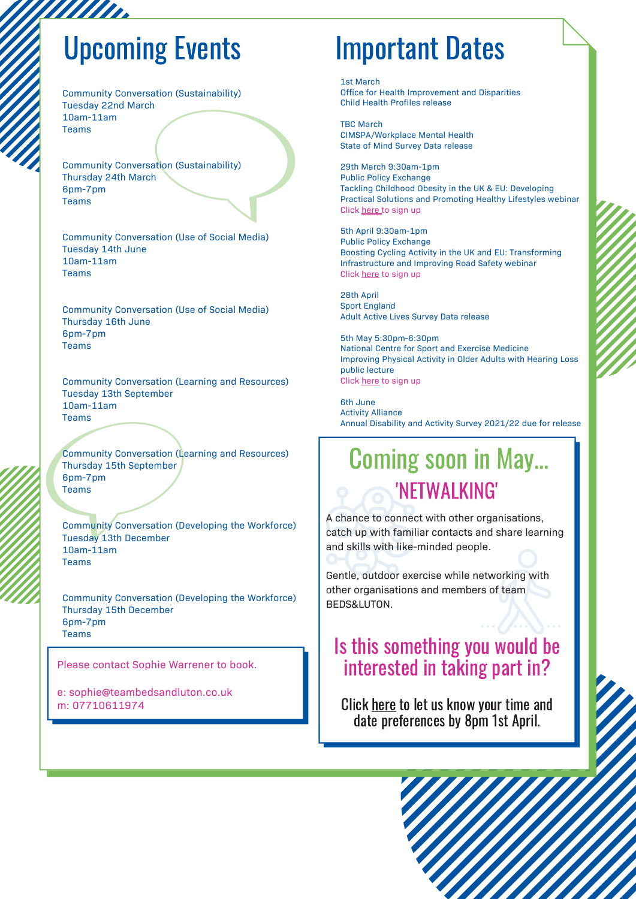# Upcoming Events

Community Conversation (Sustainability)
Tuesday 22nd March
10am-11am
Teams

Community Conversation (Sustainability)
Thursday 24th March
6pm-7pm
Teams

Community Conversation (Use of Social Media)
Tuesday 14th June
10am-11am
Teams

Community Conversation (Use of Social Media)
Thursday 16th June
6pm-7pm
Teams

Community Conversation (Learning and Resources)
Tuesday 13th September
10am-11am
Teams

Community Conversation (Learning and Resources)
Thursday 15th September
6pm-7pm
Teams

Community Conversation (Developing the Workforce)
Tuesday 13th December
10am-11am
Teams

Community Conversation (Developing the Workforce)
Thursday 15th December
6pm-7pm
Teams

Please contact Sophie Warrener to book.

e: sophie@teambedsandluton.co.uk
m: 07710611974

# Important Dates

1st March
Office for Health Improvement and Disparities
Child Health Profiles release

TBC March
CIMSPA/Workplace Mental Health
State of Mind Survey Data release

29th March 9:30am-1pm
Public Policy Exchange
Tackling Childhood Obesity in the UK & EU: Developing Practical Solutions and Promoting Healthy Lifestyles webinar
Click here to sign up

5th April 9:30am-1pm
Public Policy Exchange
Boosting Cycling Activity in the UK and EU: Transforming Infrastructure and Improving Road Safety webinar
Click here to sign up

28th April
Sport England
Adult Active Lives Survey Data release

5th May 5:30pm-6:30pm
National Centre for Sport and Exercise Medicine
Improving Physical Activity in Older Adults with Hearing Loss public lecture
Click here to sign up

6th June
Activity Alliance
Annual Disability and Activity Survey 2021/22 due for release

## Coming soon in May...

## 'NETWALKING'

A chance to connect with other organisations, catch up with familiar contacts and share learning and skills with like-minded people.

Gentle, outdoor exercise while networking with other organisations and members of team BEDS&LUTON.

## Is this something you would be interested in taking part in?

Click here to let us know your time and date preferences by 8pm 1st April.